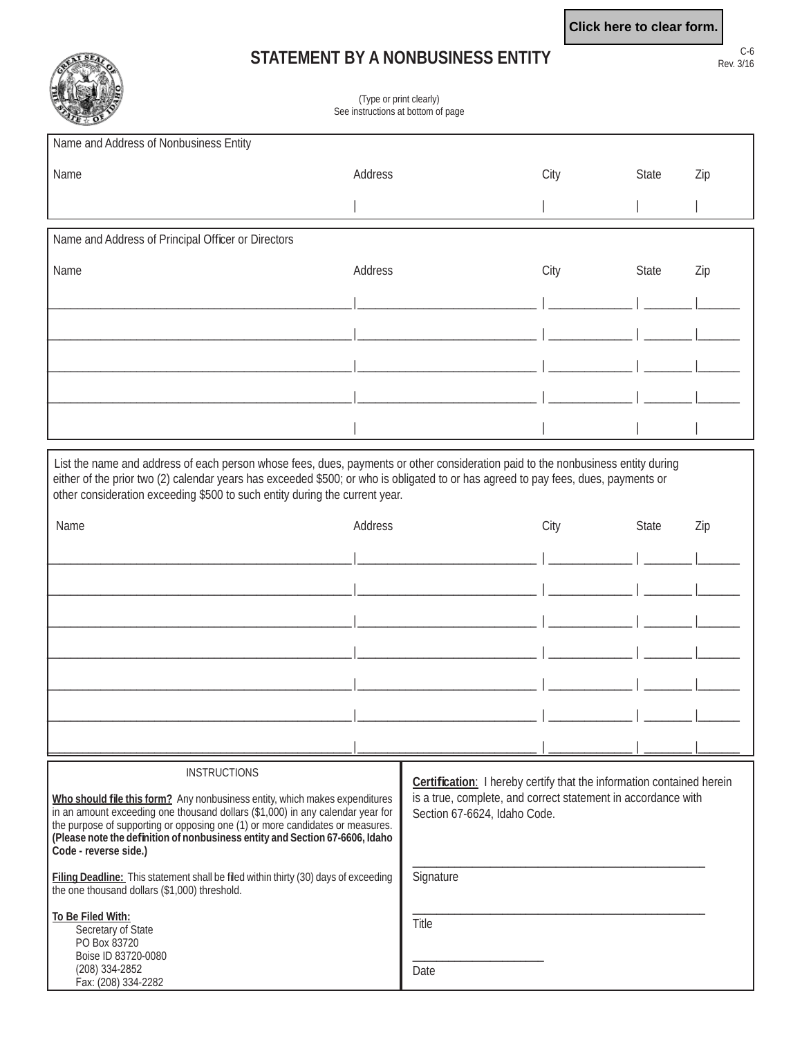Click here to clear form.

C-6
Rev. 3/16

# STATEMENT BY A NONBUSINESS ENTITY

(Type or print clearly)
See instructions at bottom of page

**Name and Address of Nonbusiness Entity**

| Name | Address | City | State | Zip |
|---|---|---|---|---|
| | | | | |

**Name and Address of Principal Officer or Directors**

| Name | Address | City | State | Zip |
|---|---|---|---|---|
| | | | | |
| | | | | |
| | | | | |
| | | | | |
| | | | | |

List the name and address of each person whose fees, dues, payments or other consideration paid to the nonbusiness entity during either of the prior two (2) calendar years has exceeded $500; or who is obligated to or has agreed to pay fees, dues, payments or other consideration exceeding $500 to such entity during the current year.

| Name | Address | City | State | Zip |
|---|---|---|---|---|
| | | | | |
| | | | | |
| | | | | |
| | | | | |
| | | | | |
| | | | | |
| | | | | |

## INSTRUCTIONS

**Who should file this form?** Any nonbusiness entity, which makes expenditures in an amount exceeding one thousand dollars ($1,000) in any calendar year for the purpose of supporting or opposing one (1) or more candidates or measures. **(Please note the definition of nonbusiness entity and Section 67-6606, Idaho Code - reverse side.)**

**Filing Deadline:** This statement shall be filed within thirty (30) days of exceeding the one thousand dollars ($1,000) threshold.

**To Be Filed With:**
Secretary of State
PO Box 83720
Boise ID 83720-0080
(208) 334-2852
Fax: (208) 334-2282

**Certification**: I hereby certify that the information contained herein is a true, complete, and correct statement in accordance with Section 67-6624, Idaho Code.

______________________________
Signature

______________________________
Title

______________________________
Date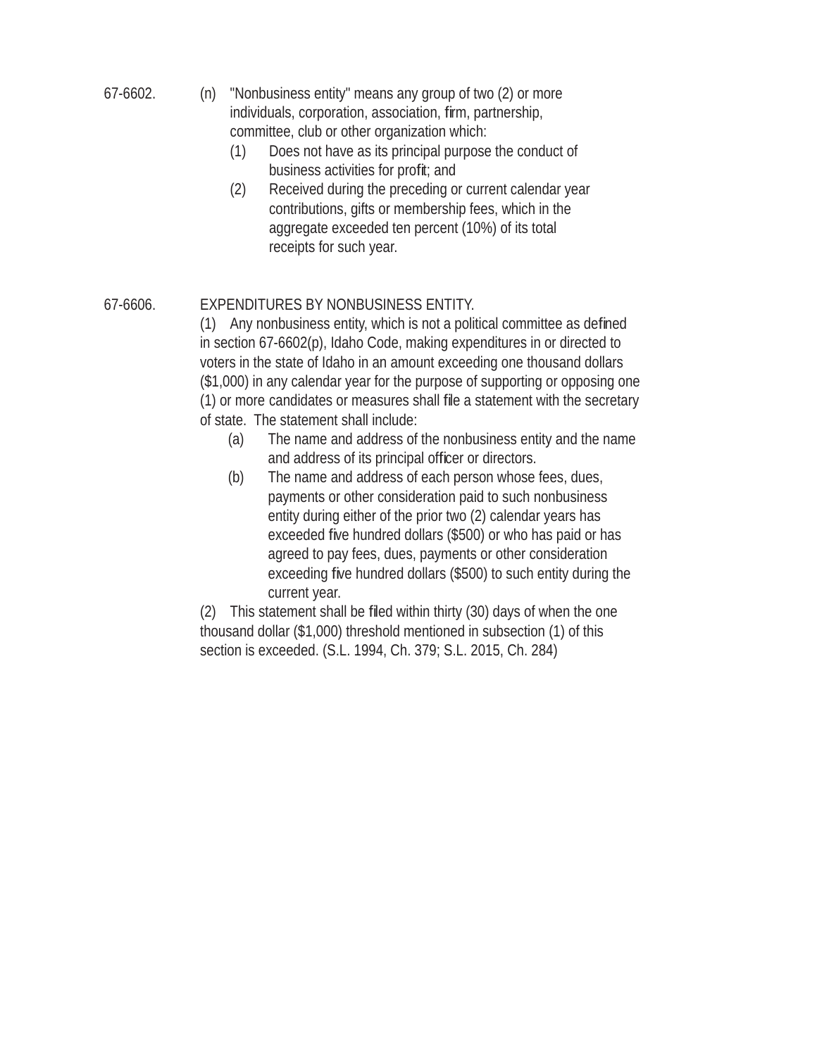67-6602. (n) "Nonbusiness entity" means any group of two (2) or more individuals, corporation, association, firm, partnership, committee, club or other organization which:

(1) Does not have as its principal purpose the conduct of business activities for profit; and

(2) Received during the preceding or current calendar year contributions, gifts or membership fees, which in the aggregate exceeded ten percent (10%) of its total receipts for such year.

67-6606. EXPENDITURES BY NONBUSINESS ENTITY.

(1) Any nonbusiness entity, which is not a political committee as defined in section 67-6602(p), Idaho Code, making expenditures in or directed to voters in the state of Idaho in an amount exceeding one thousand dollars ($1,000) in any calendar year for the purpose of supporting or opposing one (1) or more candidates or measures shall file a statement with the secretary of state. The statement shall include:

(a) The name and address of the nonbusiness entity and the name and address of its principal officer or directors.

(b) The name and address of each person whose fees, dues, payments or other consideration paid to such nonbusiness entity during either of the prior two (2) calendar years has exceeded five hundred dollars ($500) or who has paid or has agreed to pay fees, dues, payments or other consideration exceeding five hundred dollars ($500) to such entity during the current year.

(2) This statement shall be filed within thirty (30) days of when the one thousand dollar ($1,000) threshold mentioned in subsection (1) of this section is exceeded. (S.L. 1994, Ch. 379; S.L. 2015, Ch. 284)